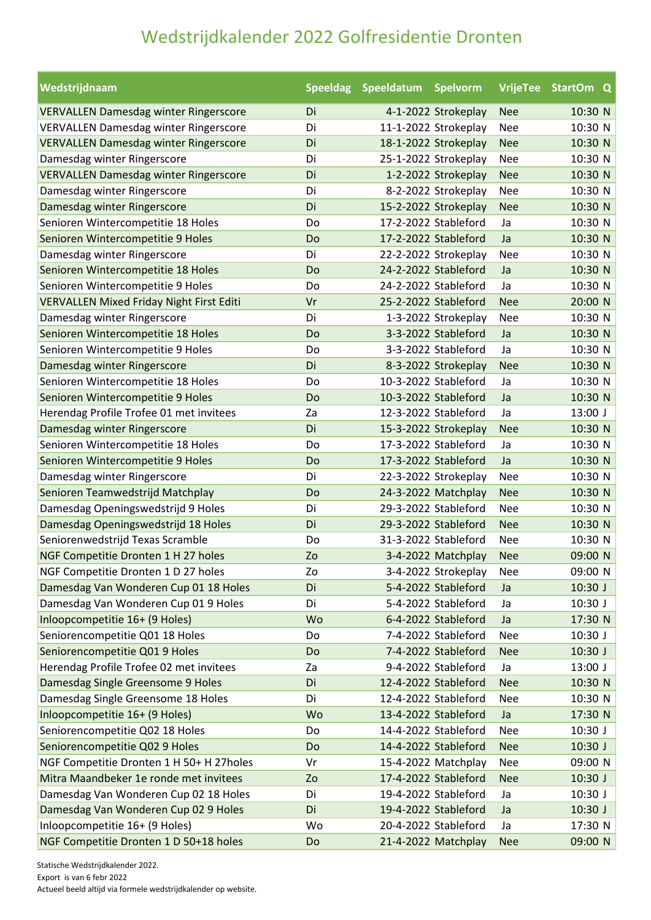# Wedstrijdkalender 2022 Golfresidentie Dronten

| Wedstrijdnaam | Speeldag | Speeldatum | Spelvorm | VrijeTee | StartOm | Q |
|---|---|---|---|---|---|---|
| VERVALLEN Damesdag winter Ringerscore | Di | 4-1-2022 | Strokeplay | Nee | 10:30 | N |
| VERVALLEN Damesdag winter Ringerscore | Di | 11-1-2022 | Strokeplay | Nee | 10:30 | N |
| VERVALLEN Damesdag winter Ringerscore | Di | 18-1-2022 | Strokeplay | Nee | 10:30 | N |
| Damesdag winter Ringerscore | Di | 25-1-2022 | Strokeplay | Nee | 10:30 | N |
| VERVALLEN Damesdag winter Ringerscore | Di | 1-2-2022 | Strokeplay | Nee | 10:30 | N |
| Damesdag winter Ringerscore | Di | 8-2-2022 | Strokeplay | Nee | 10:30 | N |
| Damesdag winter Ringerscore | Di | 15-2-2022 | Strokeplay | Nee | 10:30 | N |
| Senioren Wintercompetitie 18 Holes | Do | 17-2-2022 | Stableford | Ja | 10:30 | N |
| Senioren Wintercompetitie 9 Holes | Do | 17-2-2022 | Stableford | Ja | 10:30 | N |
| Damesdag winter Ringerscore | Di | 22-2-2022 | Strokeplay | Nee | 10:30 | N |
| Senioren Wintercompetitie 18 Holes | Do | 24-2-2022 | Stableford | Ja | 10:30 | N |
| Senioren Wintercompetitie 9 Holes | Do | 24-2-2022 | Stableford | Ja | 10:30 | N |
| VERVALLEN Mixed Friday Night First Editi | Vr | 25-2-2022 | Stableford | Nee | 20:00 | N |
| Damesdag winter Ringerscore | Di | 1-3-2022 | Strokeplay | Nee | 10:30 | N |
| Senioren Wintercompetitie 18 Holes | Do | 3-3-2022 | Stableford | Ja | 10:30 | N |
| Senioren Wintercompetitie 9 Holes | Do | 3-3-2022 | Stableford | Ja | 10:30 | N |
| Damesdag winter Ringerscore | Di | 8-3-2022 | Strokeplay | Nee | 10:30 | N |
| Senioren Wintercompetitie 18 Holes | Do | 10-3-2022 | Stableford | Ja | 10:30 | N |
| Senioren Wintercompetitie 9 Holes | Do | 10-3-2022 | Stableford | Ja | 10:30 | N |
| Herendag Profile Trofee 01 met invitees | Za | 12-3-2022 | Stableford | Ja | 13:00 | J |
| Damesdag winter Ringerscore | Di | 15-3-2022 | Strokeplay | Nee | 10:30 | N |
| Senioren Wintercompetitie 18 Holes | Do | 17-3-2022 | Stableford | Ja | 10:30 | N |
| Senioren Wintercompetitie 9 Holes | Do | 17-3-2022 | Stableford | Ja | 10:30 | N |
| Damesdag winter Ringerscore | Di | 22-3-2022 | Strokeplay | Nee | 10:30 | N |
| Senioren Teamwedstrijd Matchplay | Do | 24-3-2022 | Matchplay | Nee | 10:30 | N |
| Damesdag Openingswedstrijd 9 Holes | Di | 29-3-2022 | Stableford | Nee | 10:30 | N |
| Damesdag Openingswedstrijd 18 Holes | Di | 29-3-2022 | Stableford | Nee | 10:30 | N |
| Seniorenwedstrijd Texas Scramble | Do | 31-3-2022 | Stableford | Nee | 10:30 | N |
| NGF Competitie Dronten 1 H 27 holes | Zo | 3-4-2022 | Matchplay | Nee | 09:00 | N |
| NGF Competitie Dronten 1 D 27 holes | Zo | 3-4-2022 | Strokeplay | Nee | 09:00 | N |
| Damesdag Van Wonderen Cup 01 18 Holes | Di | 5-4-2022 | Stableford | Ja | 10:30 | J |
| Damesdag Van Wonderen Cup 01 9 Holes | Di | 5-4-2022 | Stableford | Ja | 10:30 | J |
| Inloopcompetitie 16+ (9 Holes) | Wo | 6-4-2022 | Stableford | Ja | 17:30 | N |
| Seniorencompetitie Q01 18 Holes | Do | 7-4-2022 | Stableford | Nee | 10:30 | J |
| Seniorencompetitie Q01 9 Holes | Do | 7-4-2022 | Stableford | Nee | 10:30 | J |
| Herendag Profile Trofee 02 met invitees | Za | 9-4-2022 | Stableford | Ja | 13:00 | J |
| Damesdag Single Greensome 9 Holes | Di | 12-4-2022 | Stableford | Nee | 10:30 | N |
| Damesdag Single Greensome 18 Holes | Di | 12-4-2022 | Stableford | Nee | 10:30 | N |
| Inloopcompetitie 16+ (9 Holes) | Wo | 13-4-2022 | Stableford | Ja | 17:30 | N |
| Seniorencompetitie Q02 18 Holes | Do | 14-4-2022 | Stableford | Nee | 10:30 | J |
| Seniorencompetitie Q02 9 Holes | Do | 14-4-2022 | Stableford | Nee | 10:30 | J |
| NGF Competitie Dronten 1 H 50+ H 27holes | Vr | 15-4-2022 | Matchplay | Nee | 09:00 | N |
| Mitra Maandbeker 1e ronde met invitees | Zo | 17-4-2022 | Stableford | Nee | 10:30 | J |
| Damesdag Van Wonderen Cup 02 18 Holes | Di | 19-4-2022 | Stableford | Ja | 10:30 | J |
| Damesdag Van Wonderen Cup 02 9 Holes | Di | 19-4-2022 | Stableford | Ja | 10:30 | J |
| Inloopcompetitie 16+ (9 Holes) | Wo | 20-4-2022 | Stableford | Ja | 17:30 | N |
| NGF Competitie Dronten 1 D 50+18 holes | Do | 21-4-2022 | Matchplay | Nee | 09:00 | N |

Statische Wedstrijdkalender 2022.
Export is van 6 febr 2022
Actueel beeld altijd via formele wedstrijdkalender op website.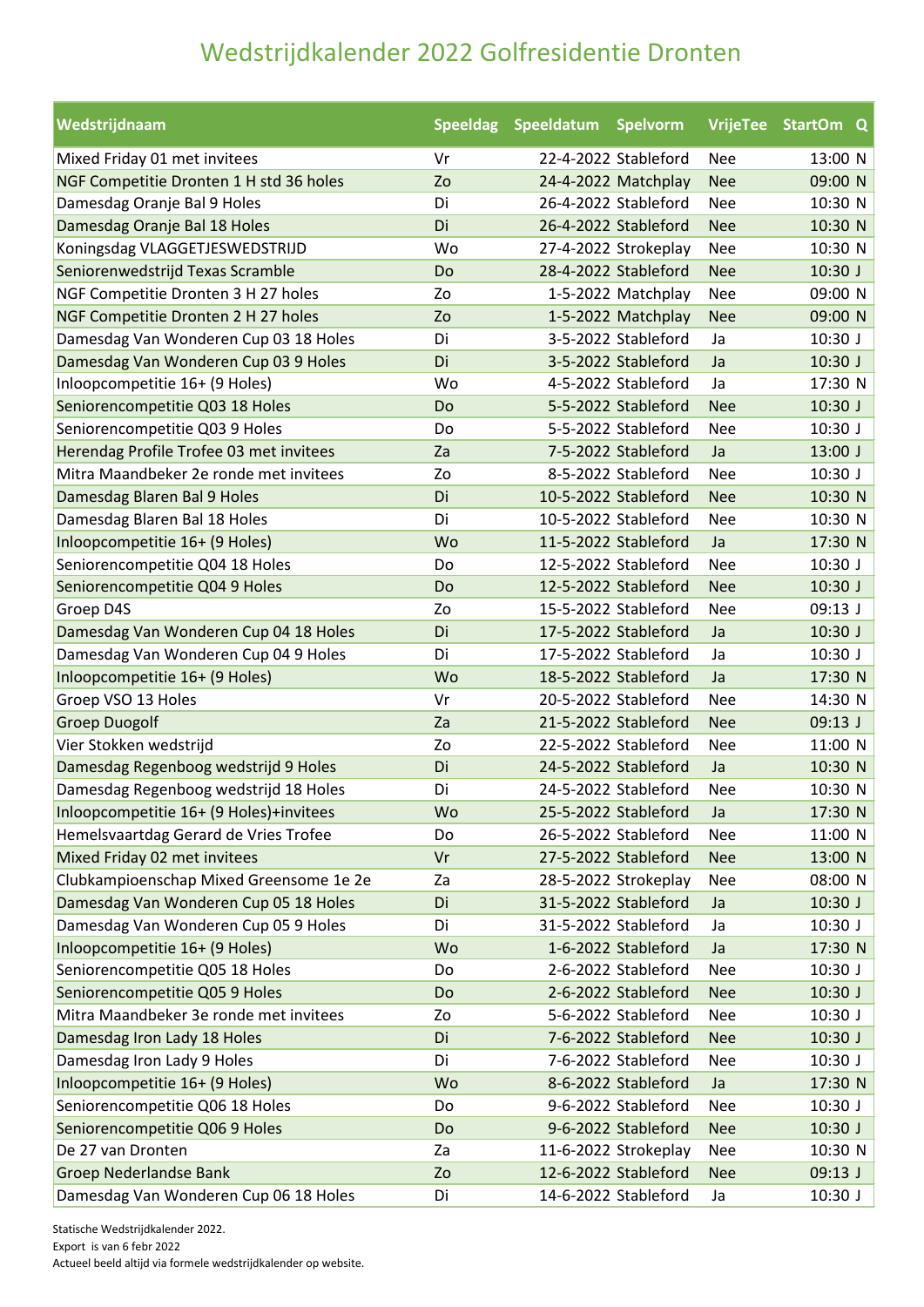# Wedstrijdkalender 2022 Golfresidentie Dronten

| Wedstrijdnaam | Speeldag | Speeldatum | Spelvorm | VrijeTee | StartOm | Q |
|---|---|---|---|---|---|---|
| Mixed Friday 01 met invitees | Vr | 22-4-2022 | Stableford | Nee | 13:00 | N |
| NGF Competitie Dronten 1 H std 36 holes | Zo | 24-4-2022 | Matchplay | Nee | 09:00 | N |
| Damesdag Oranje Bal 9 Holes | Di | 26-4-2022 | Stableford | Nee | 10:30 | N |
| Damesdag Oranje Bal 18 Holes | Di | 26-4-2022 | Stableford | Nee | 10:30 | N |
| Koningsdag VLAGGETJESWEDSTRIJD | Wo | 27-4-2022 | Strokeplay | Nee | 10:30 | N |
| Seniorenwedstrijd Texas Scramble | Do | 28-4-2022 | Stableford | Nee | 10:30 | J |
| NGF Competitie Dronten 3 H 27 holes | Zo | 1-5-2022 | Matchplay | Nee | 09:00 | N |
| NGF Competitie Dronten 2 H 27 holes | Zo | 1-5-2022 | Matchplay | Nee | 09:00 | N |
| Damesdag Van Wonderen Cup 03 18 Holes | Di | 3-5-2022 | Stableford | Ja | 10:30 | J |
| Damesdag Van Wonderen Cup 03 9 Holes | Di | 3-5-2022 | Stableford | Ja | 10:30 | J |
| Inloopcompetitie 16+ (9 Holes) | Wo | 4-5-2022 | Stableford | Ja | 17:30 | N |
| Seniorencompetitie Q03 18 Holes | Do | 5-5-2022 | Stableford | Nee | 10:30 | J |
| Seniorencompetitie Q03 9 Holes | Do | 5-5-2022 | Stableford | Nee | 10:30 | J |
| Herendag Profile Trofee 03 met invitees | Za | 7-5-2022 | Stableford | Ja | 13:00 | J |
| Mitra Maandbeker 2e ronde met invitees | Zo | 8-5-2022 | Stableford | Nee | 10:30 | J |
| Damesdag Blaren Bal 9 Holes | Di | 10-5-2022 | Stableford | Nee | 10:30 | N |
| Damesdag Blaren Bal 18 Holes | Di | 10-5-2022 | Stableford | Nee | 10:30 | N |
| Inloopcompetitie 16+ (9 Holes) | Wo | 11-5-2022 | Stableford | Ja | 17:30 | N |
| Seniorencompetitie Q04 18 Holes | Do | 12-5-2022 | Stableford | Nee | 10:30 | J |
| Seniorencompetitie Q04 9 Holes | Do | 12-5-2022 | Stableford | Nee | 10:30 | J |
| Groep D4S | Zo | 15-5-2022 | Stableford | Nee | 09:13 | J |
| Damesdag Van Wonderen Cup 04 18 Holes | Di | 17-5-2022 | Stableford | Ja | 10:30 | J |
| Damesdag Van Wonderen Cup 04 9 Holes | Di | 17-5-2022 | Stableford | Ja | 10:30 | J |
| Inloopcompetitie 16+ (9 Holes) | Wo | 18-5-2022 | Stableford | Ja | 17:30 | N |
| Groep VSO 13 Holes | Vr | 20-5-2022 | Stableford | Nee | 14:30 | N |
| Groep Duogolf | Za | 21-5-2022 | Stableford | Nee | 09:13 | J |
| Vier Stokken wedstrijd | Zo | 22-5-2022 | Stableford | Nee | 11:00 | N |
| Damesdag Regenboog wedstrijd 9 Holes | Di | 24-5-2022 | Stableford | Ja | 10:30 | N |
| Damesdag Regenboog wedstrijd 18 Holes | Di | 24-5-2022 | Stableford | Nee | 10:30 | N |
| Inloopcompetitie 16+ (9 Holes)+invitees | Wo | 25-5-2022 | Stableford | Ja | 17:30 | N |
| Hemelsvaartdag Gerard de Vries Trofee | Do | 26-5-2022 | Stableford | Nee | 11:00 | N |
| Mixed Friday 02 met invitees | Vr | 27-5-2022 | Stableford | Nee | 13:00 | N |
| Clubkampioenschap Mixed Greensome 1e 2e | Za | 28-5-2022 | Strokeplay | Nee | 08:00 | N |
| Damesdag Van Wonderen Cup 05 18 Holes | Di | 31-5-2022 | Stableford | Ja | 10:30 | J |
| Damesdag Van Wonderen Cup 05 9 Holes | Di | 31-5-2022 | Stableford | Ja | 10:30 | J |
| Inloopcompetitie 16+ (9 Holes) | Wo | 1-6-2022 | Stableford | Ja | 17:30 | N |
| Seniorencompetitie Q05 18 Holes | Do | 2-6-2022 | Stableford | Nee | 10:30 | J |
| Seniorencompetitie Q05 9 Holes | Do | 2-6-2022 | Stableford | Nee | 10:30 | J |
| Mitra Maandbeker 3e ronde met invitees | Zo | 5-6-2022 | Stableford | Nee | 10:30 | J |
| Damesdag Iron Lady 18 Holes | Di | 7-6-2022 | Stableford | Nee | 10:30 | J |
| Damesdag Iron Lady 9 Holes | Di | 7-6-2022 | Stableford | Nee | 10:30 | J |
| Inloopcompetitie 16+ (9 Holes) | Wo | 8-6-2022 | Stableford | Ja | 17:30 | N |
| Seniorencompetitie Q06 18 Holes | Do | 9-6-2022 | Stableford | Nee | 10:30 | J |
| Seniorencompetitie Q06 9 Holes | Do | 9-6-2022 | Stableford | Nee | 10:30 | J |
| De 27 van Dronten | Za | 11-6-2022 | Strokeplay | Nee | 10:30 | N |
| Groep Nederlandse Bank | Zo | 12-6-2022 | Stableford | Nee | 09:13 | J |
| Damesdag Van Wonderen Cup 06 18 Holes | Di | 14-6-2022 | Stableford | Ja | 10:30 | J |

Statische Wedstrijdkalender 2022.
Export is van 6 febr 2022
Actueel beeld altijd via formele wedstrijdkalender op website.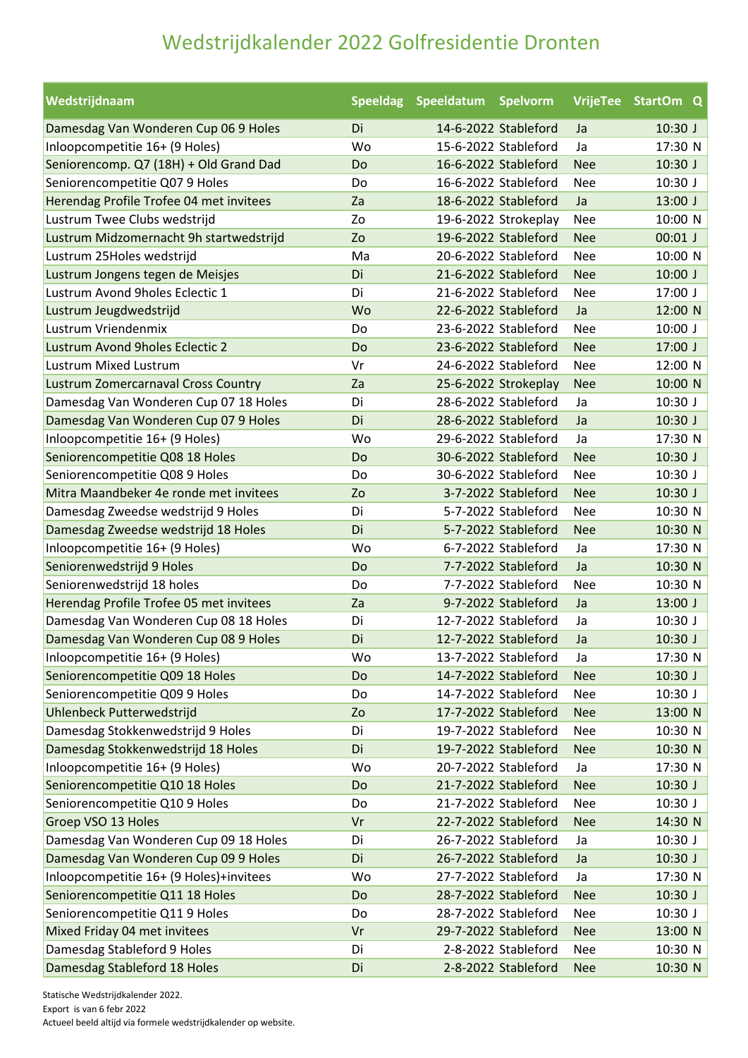# Wedstrijdkalender 2022 Golfresidentie Dronten

| Wedstrijdnaam | Speeldag | Speeldatum | Spelvorm | VrijeTee | StartOm | Q |
|---|---|---|---|---|---|---|
| Damesdag Van Wonderen Cup 06 9 Holes | Di | 14-6-2022 | Stableford | Ja | 10:30 | J |
| Inloopcompetitie 16+ (9 Holes) | Wo | 15-6-2022 | Stableford | Ja | 17:30 | N |
| Seniorencomp. Q7 (18H) + Old Grand Dad | Do | 16-6-2022 | Stableford | Nee | 10:30 | J |
| Seniorencompetitie Q07 9 Holes | Do | 16-6-2022 | Stableford | Nee | 10:30 | J |
| Herendag Profile Trofee 04 met invitees | Za | 18-6-2022 | Stableford | Ja | 13:00 | J |
| Lustrum Twee Clubs wedstrijd | Zo | 19-6-2022 | Strokeplay | Nee | 10:00 | N |
| Lustrum Midzomernacht 9h startwedstrijd | Zo | 19-6-2022 | Stableford | Nee | 00:01 | J |
| Lustrum 25Holes wedstrijd | Ma | 20-6-2022 | Stableford | Nee | 10:00 | N |
| Lustrum Jongens tegen de Meisjes | Di | 21-6-2022 | Stableford | Nee | 10:00 | J |
| Lustrum Avond 9holes Eclectic 1 | Di | 21-6-2022 | Stableford | Nee | 17:00 | J |
| Lustrum Jeugdwedstrijd | Wo | 22-6-2022 | Stableford | Ja | 12:00 | N |
| Lustrum Vriendenmix | Do | 23-6-2022 | Stableford | Nee | 10:00 | J |
| Lustrum Avond 9holes Eclectic 2 | Do | 23-6-2022 | Stableford | Nee | 17:00 | J |
| Lustrum Mixed Lustrum | Vr | 24-6-2022 | Stableford | Nee | 12:00 | N |
| Lustrum Zomercarnaval Cross Country | Za | 25-6-2022 | Strokeplay | Nee | 10:00 | N |
| Damesdag Van Wonderen Cup 07 18 Holes | Di | 28-6-2022 | Stableford | Ja | 10:30 | J |
| Damesdag Van Wonderen Cup 07 9 Holes | Di | 28-6-2022 | Stableford | Ja | 10:30 | J |
| Inloopcompetitie 16+ (9 Holes) | Wo | 29-6-2022 | Stableford | Ja | 17:30 | N |
| Seniorencompetitie Q08 18 Holes | Do | 30-6-2022 | Stableford | Nee | 10:30 | J |
| Seniorencompetitie Q08 9 Holes | Do | 30-6-2022 | Stableford | Nee | 10:30 | J |
| Mitra Maandbeker 4e ronde met invitees | Zo | 3-7-2022 | Stableford | Nee | 10:30 | J |
| Damesdag Zweedse wedstrijd 9 Holes | Di | 5-7-2022 | Stableford | Nee | 10:30 | N |
| Damesdag Zweedse wedstrijd 18 Holes | Di | 5-7-2022 | Stableford | Nee | 10:30 | N |
| Inloopcompetitie 16+ (9 Holes) | Wo | 6-7-2022 | Stableford | Ja | 17:30 | N |
| Seniorenwedstrijd 9 Holes | Do | 7-7-2022 | Stableford | Ja | 10:30 | N |
| Seniorenwedstrijd 18 holes | Do | 7-7-2022 | Stableford | Nee | 10:30 | N |
| Herendag Profile Trofee 05 met invitees | Za | 9-7-2022 | Stableford | Ja | 13:00 | J |
| Damesdag Van Wonderen Cup 08 18 Holes | Di | 12-7-2022 | Stableford | Ja | 10:30 | J |
| Damesdag Van Wonderen Cup 08 9 Holes | Di | 12-7-2022 | Stableford | Ja | 10:30 | J |
| Inloopcompetitie 16+ (9 Holes) | Wo | 13-7-2022 | Stableford | Ja | 17:30 | N |
| Seniorencompetitie Q09 18 Holes | Do | 14-7-2022 | Stableford | Nee | 10:30 | J |
| Seniorencompetitie Q09 9 Holes | Do | 14-7-2022 | Stableford | Nee | 10:30 | J |
| Uhlenbeck Putterwedstrijd | Zo | 17-7-2022 | Stableford | Nee | 13:00 | N |
| Damesdag Stokkenwedstrijd 9 Holes | Di | 19-7-2022 | Stableford | Nee | 10:30 | N |
| Damesdag Stokkenwedstrijd 18 Holes | Di | 19-7-2022 | Stableford | Nee | 10:30 | N |
| Inloopcompetitie 16+ (9 Holes) | Wo | 20-7-2022 | Stableford | Ja | 17:30 | N |
| Seniorencompetitie Q10 18 Holes | Do | 21-7-2022 | Stableford | Nee | 10:30 | J |
| Seniorencompetitie Q10 9 Holes | Do | 21-7-2022 | Stableford | Nee | 10:30 | J |
| Groep VSO 13 Holes | Vr | 22-7-2022 | Stableford | Nee | 14:30 | N |
| Damesdag Van Wonderen Cup 09 18 Holes | Di | 26-7-2022 | Stableford | Ja | 10:30 | J |
| Damesdag Van Wonderen Cup 09 9 Holes | Di | 26-7-2022 | Stableford | Ja | 10:30 | J |
| Inloopcompetitie 16+ (9 Holes)+invitees | Wo | 27-7-2022 | Stableford | Ja | 17:30 | N |
| Seniorencompetitie Q11 18 Holes | Do | 28-7-2022 | Stableford | Nee | 10:30 | J |
| Seniorencompetitie Q11 9 Holes | Do | 28-7-2022 | Stableford | Nee | 10:30 | J |
| Mixed Friday 04 met invitees | Vr | 29-7-2022 | Stableford | Nee | 13:00 | N |
| Damesdag Stableford 9 Holes | Di | 2-8-2022 | Stableford | Nee | 10:30 | N |
| Damesdag Stableford 18 Holes | Di | 2-8-2022 | Stableford | Nee | 10:30 | N |

Statische Wedstrijdkalender 2022.
Export is van 6 febr 2022
Actueel beeld altijd via formele wedstrijdkalender op website.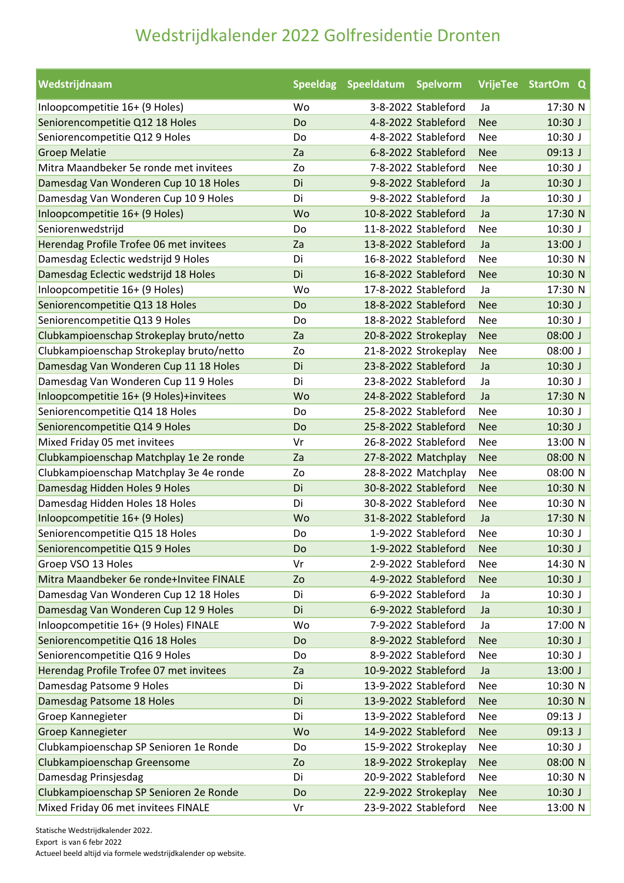# Wedstrijdkalender 2022 Golfresidentie Dronten

| Wedstrijdnaam | Speeldag | Speeldatum | Spelvorm | VrijeTee | StartOm | Q |
|---|---|---|---|---|---|---|
| Inloopcompetitie 16+ (9 Holes) | Wo | 3-8-2022 | Stableford | Ja | 17:30 | N |
| Seniorencompetitie Q12 18 Holes | Do | 4-8-2022 | Stableford | Nee | 10:30 | J |
| Seniorencompetitie Q12 9 Holes | Do | 4-8-2022 | Stableford | Nee | 10:30 | J |
| Groep Melatie | Za | 6-8-2022 | Stableford | Nee | 09:13 | J |
| Mitra Maandbeker 5e ronde met invitees | Zo | 7-8-2022 | Stableford | Nee | 10:30 | J |
| Damesdag Van Wonderen Cup 10 18 Holes | Di | 9-8-2022 | Stableford | Ja | 10:30 | J |
| Damesdag Van Wonderen Cup 10 9 Holes | Di | 9-8-2022 | Stableford | Ja | 10:30 | J |
| Inloopcompetitie 16+ (9 Holes) | Wo | 10-8-2022 | Stableford | Ja | 17:30 | N |
| Seniorenwedstrijd | Do | 11-8-2022 | Stableford | Nee | 10:30 | J |
| Herendag Profile Trofee 06 met invitees | Za | 13-8-2022 | Stableford | Ja | 13:00 | J |
| Damesdag Eclectic wedstrijd 9 Holes | Di | 16-8-2022 | Stableford | Nee | 10:30 | N |
| Damesdag Eclectic wedstrijd 18 Holes | Di | 16-8-2022 | Stableford | Nee | 10:30 | N |
| Inloopcompetitie 16+ (9 Holes) | Wo | 17-8-2022 | Stableford | Ja | 17:30 | N |
| Seniorencompetitie Q13 18 Holes | Do | 18-8-2022 | Stableford | Nee | 10:30 | J |
| Seniorencompetitie Q13 9 Holes | Do | 18-8-2022 | Stableford | Nee | 10:30 | J |
| Clubkampioenschap Strokeplay bruto/netto | Za | 20-8-2022 | Strokeplay | Nee | 08:00 | J |
| Clubkampioenschap Strokeplay bruto/netto | Zo | 21-8-2022 | Strokeplay | Nee | 08:00 | J |
| Damesdag Van Wonderen Cup 11 18 Holes | Di | 23-8-2022 | Stableford | Ja | 10:30 | J |
| Damesdag Van Wonderen Cup 11 9 Holes | Di | 23-8-2022 | Stableford | Ja | 10:30 | J |
| Inloopcompetitie 16+ (9 Holes)+invitees | Wo | 24-8-2022 | Stableford | Ja | 17:30 | N |
| Seniorencompetitie Q14 18 Holes | Do | 25-8-2022 | Stableford | Nee | 10:30 | J |
| Seniorencompetitie Q14 9 Holes | Do | 25-8-2022 | Stableford | Nee | 10:30 | J |
| Mixed Friday 05 met invitees | Vr | 26-8-2022 | Stableford | Nee | 13:00 | N |
| Clubkampioenschap Matchplay 1e 2e ronde | Za | 27-8-2022 | Matchplay | Nee | 08:00 | N |
| Clubkampioenschap Matchplay 3e 4e ronde | Zo | 28-8-2022 | Matchplay | Nee | 08:00 | N |
| Damesdag Hidden Holes 9 Holes | Di | 30-8-2022 | Stableford | Nee | 10:30 | N |
| Damesdag Hidden Holes 18 Holes | Di | 30-8-2022 | Stableford | Nee | 10:30 | N |
| Inloopcompetitie 16+ (9 Holes) | Wo | 31-8-2022 | Stableford | Ja | 17:30 | N |
| Seniorencompetitie Q15 18 Holes | Do | 1-9-2022 | Stableford | Nee | 10:30 | J |
| Seniorencompetitie Q15 9 Holes | Do | 1-9-2022 | Stableford | Nee | 10:30 | J |
| Groep VSO 13 Holes | Vr | 2-9-2022 | Stableford | Nee | 14:30 | N |
| Mitra Maandbeker 6e ronde+Invitee FINALE | Zo | 4-9-2022 | Stableford | Nee | 10:30 | J |
| Damesdag Van Wonderen Cup 12 18 Holes | Di | 6-9-2022 | Stableford | Ja | 10:30 | J |
| Damesdag Van Wonderen Cup 12 9 Holes | Di | 6-9-2022 | Stableford | Ja | 10:30 | J |
| Inloopcompetitie 16+ (9 Holes) FINALE | Wo | 7-9-2022 | Stableford | Ja | 17:00 | N |
| Seniorencompetitie Q16 18 Holes | Do | 8-9-2022 | Stableford | Nee | 10:30 | J |
| Seniorencompetitie Q16 9 Holes | Do | 8-9-2022 | Stableford | Nee | 10:30 | J |
| Herendag Profile Trofee 07 met invitees | Za | 10-9-2022 | Stableford | Ja | 13:00 | J |
| Damesdag Patsome 9 Holes | Di | 13-9-2022 | Stableford | Nee | 10:30 | N |
| Damesdag Patsome 18 Holes | Di | 13-9-2022 | Stableford | Nee | 10:30 | N |
| Groep Kannegieter | Di | 13-9-2022 | Stableford | Nee | 09:13 | J |
| Groep Kannegieter | Wo | 14-9-2022 | Stableford | Nee | 09:13 | J |
| Clubkampioenschap SP Senioren 1e Ronde | Do | 15-9-2022 | Strokeplay | Nee | 10:30 | J |
| Clubkampioenschap Greensome | Zo | 18-9-2022 | Strokeplay | Nee | 08:00 | N |
| Damesdag Prinsjesdag | Di | 20-9-2022 | Stableford | Nee | 10:30 | N |
| Clubkampioenschap SP Senioren 2e Ronde | Do | 22-9-2022 | Strokeplay | Nee | 10:30 | J |
| Mixed Friday 06 met invitees FINALE | Vr | 23-9-2022 | Stableford | Nee | 13:00 | N |

Statische Wedstrijdkalender 2022.
Export is van 6 febr 2022
Actueel beeld altijd via formele wedstrijdkalender op website.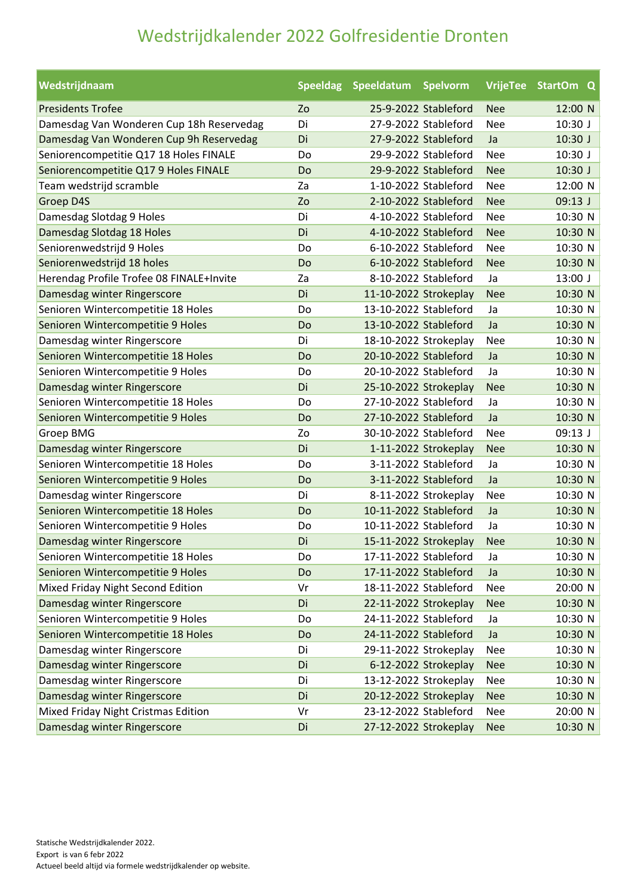# Wedstrijdkalender 2022 Golfresidentie Dronten

| Wedstrijdnaam | Speeldag | Speeldatum | Spelvorm | VrijeTee | StartOm | Q |
|---|---|---|---|---|---|---|
| Presidents Trofee | Zo | 25-9-2022 | Stableford | Nee | 12:00 | N |
| Damesdag Van Wonderen Cup 18h Reservedag | Di | 27-9-2022 | Stableford | Nee | 10:30 | J |
| Damesdag Van Wonderen Cup 9h Reservedag | Di | 27-9-2022 | Stableford | Ja | 10:30 | J |
| Seniorencompetitie Q17 18 Holes FINALE | Do | 29-9-2022 | Stableford | Nee | 10:30 | J |
| Seniorencompetitie Q17 9 Holes FINALE | Do | 29-9-2022 | Stableford | Nee | 10:30 | J |
| Team wedstrijd scramble | Za | 1-10-2022 | Stableford | Nee | 12:00 | N |
| Groep D4S | Zo | 2-10-2022 | Stableford | Nee | 09:13 | J |
| Damesdag Slotdag 9 Holes | Di | 4-10-2022 | Stableford | Nee | 10:30 | N |
| Damesdag Slotdag 18 Holes | Di | 4-10-2022 | Stableford | Nee | 10:30 | N |
| Seniorenwedstrijd 9 Holes | Do | 6-10-2022 | Stableford | Nee | 10:30 | N |
| Seniorenwedstrijd 18 holes | Do | 6-10-2022 | Stableford | Nee | 10:30 | N |
| Herendag Profile Trofee 08 FINALE+Invite | Za | 8-10-2022 | Stableford | Ja | 13:00 | J |
| Damesdag winter Ringerscore | Di | 11-10-2022 | Strokeplay | Nee | 10:30 | N |
| Senioren Wintercompetitie 18 Holes | Do | 13-10-2022 | Stableford | Ja | 10:30 | N |
| Senioren Wintercompetitie 9 Holes | Do | 13-10-2022 | Stableford | Ja | 10:30 | N |
| Damesdag winter Ringerscore | Di | 18-10-2022 | Strokeplay | Nee | 10:30 | N |
| Senioren Wintercompetitie 18 Holes | Do | 20-10-2022 | Stableford | Ja | 10:30 | N |
| Senioren Wintercompetitie 9 Holes | Do | 20-10-2022 | Stableford | Ja | 10:30 | N |
| Damesdag winter Ringerscore | Di | 25-10-2022 | Strokeplay | Nee | 10:30 | N |
| Senioren Wintercompetitie 18 Holes | Do | 27-10-2022 | Stableford | Ja | 10:30 | N |
| Senioren Wintercompetitie 9 Holes | Do | 27-10-2022 | Stableford | Ja | 10:30 | N |
| Groep BMG | Zo | 30-10-2022 | Stableford | Nee | 09:13 | J |
| Damesdag winter Ringerscore | Di | 1-11-2022 | Strokeplay | Nee | 10:30 | N |
| Senioren Wintercompetitie 18 Holes | Do | 3-11-2022 | Stableford | Ja | 10:30 | N |
| Senioren Wintercompetitie 9 Holes | Do | 3-11-2022 | Stableford | Ja | 10:30 | N |
| Damesdag winter Ringerscore | Di | 8-11-2022 | Strokeplay | Nee | 10:30 | N |
| Senioren Wintercompetitie 18 Holes | Do | 10-11-2022 | Stableford | Ja | 10:30 | N |
| Senioren Wintercompetitie 9 Holes | Do | 10-11-2022 | Stableford | Ja | 10:30 | N |
| Damesdag winter Ringerscore | Di | 15-11-2022 | Strokeplay | Nee | 10:30 | N |
| Senioren Wintercompetitie 18 Holes | Do | 17-11-2022 | Stableford | Ja | 10:30 | N |
| Senioren Wintercompetitie 9 Holes | Do | 17-11-2022 | Stableford | Ja | 10:30 | N |
| Mixed Friday Night Second Edition | Vr | 18-11-2022 | Stableford | Nee | 20:00 | N |
| Damesdag winter Ringerscore | Di | 22-11-2022 | Strokeplay | Nee | 10:30 | N |
| Senioren Wintercompetitie 9 Holes | Do | 24-11-2022 | Stableford | Ja | 10:30 | N |
| Senioren Wintercompetitie 18 Holes | Do | 24-11-2022 | Stableford | Ja | 10:30 | N |
| Damesdag winter Ringerscore | Di | 29-11-2022 | Strokeplay | Nee | 10:30 | N |
| Damesdag winter Ringerscore | Di | 6-12-2022 | Strokeplay | Nee | 10:30 | N |
| Damesdag winter Ringerscore | Di | 13-12-2022 | Strokeplay | Nee | 10:30 | N |
| Damesdag winter Ringerscore | Di | 20-12-2022 | Strokeplay | Nee | 10:30 | N |
| Mixed Friday Night Cristmas Edition | Vr | 23-12-2022 | Stableford | Nee | 20:00 | N |
| Damesdag winter Ringerscore | Di | 27-12-2022 | Strokeplay | Nee | 10:30 | N |

Statische Wedstrijdkalender 2022.
Export is van 6 febr 2022
Actueel beeld altijd via formele wedstrijdkalender op website.